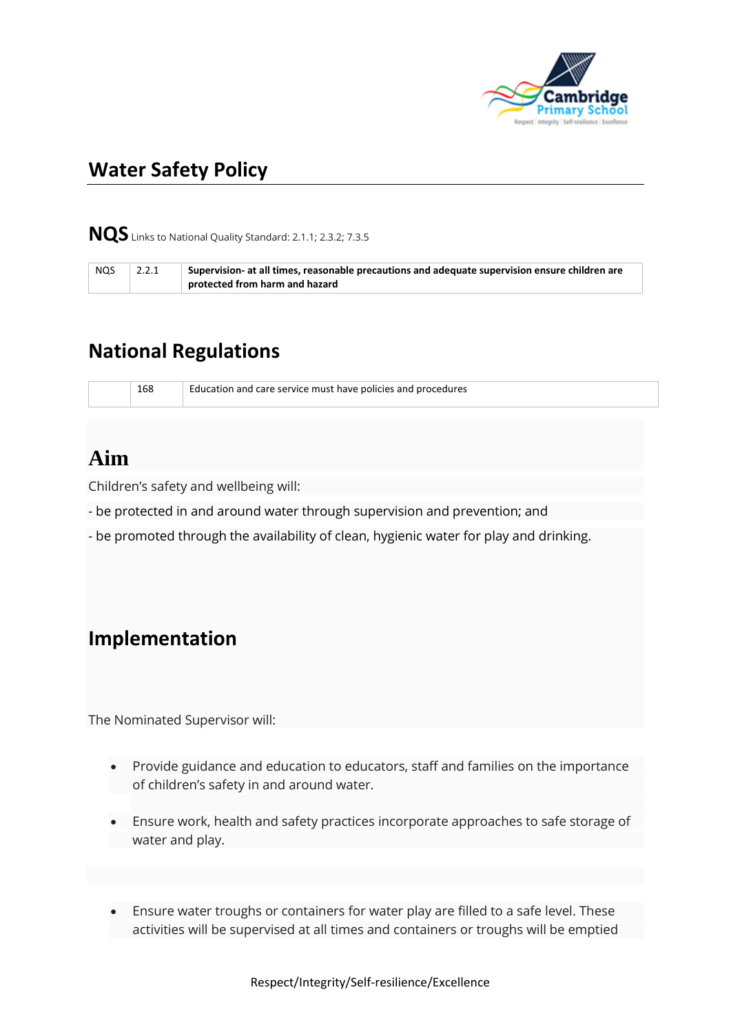# Water Safety Policy

**NQS** Links to National Quality Standard: 2.1.1; 2.3.2; 7.3.5

| NQS | 2.2.1 | **Supervision- at all times, reasonable precautions and adequate supervision ensure children are protected from harm and hazard** |
|---|---|---|

## National Regulations

| | 168 | Education and care service must have policies and procedures |
|---|---|---|

## Aim

Children's safety and wellbeing will:

- be protected in and around water through supervision and prevention; and

- be promoted through the availability of clean, hygienic water for play and drinking.

## Implementation

The Nominated Supervisor will:

- Provide guidance and education to educators, staff and families on the importance of children's safety in and around water.

- Ensure work, health and safety practices incorporate approaches to safe storage of water and play.

- Ensure water troughs or containers for water play are filled to a safe level. These activities will be supervised at all times and containers or troughs will be emptied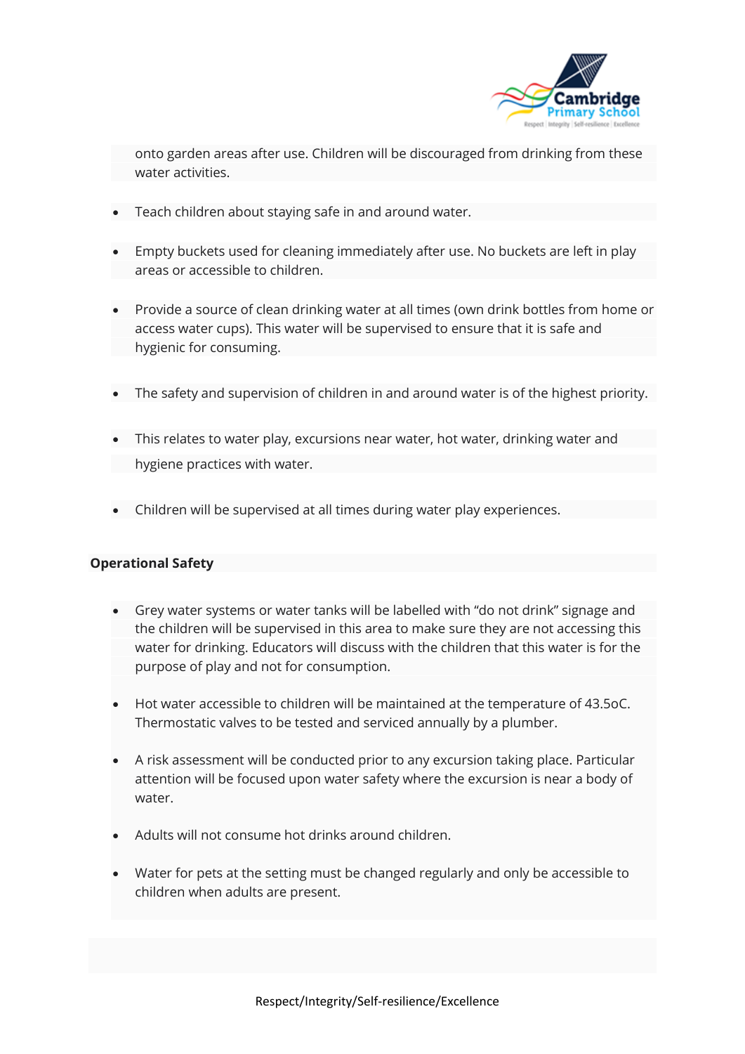onto garden areas after use. Children will be discouraged from drinking from these water activities.

- Teach children about staying safe in and around water.
- Empty buckets used for cleaning immediately after use. No buckets are left in play areas or accessible to children.
- Provide a source of clean drinking water at all times (own drink bottles from home or access water cups). This water will be supervised to ensure that it is safe and hygienic for consuming.
- The safety and supervision of children in and around water is of the highest priority.
- This relates to water play, excursions near water, hot water, drinking water and hygiene practices with water.
- Children will be supervised at all times during water play experiences.

**Operational Safety**

- Grey water systems or water tanks will be labelled with “do not drink” signage and the children will be supervised in this area to make sure they are not accessing this water for drinking. Educators will discuss with the children that this water is for the purpose of play and not for consumption.
- Hot water accessible to children will be maintained at the temperature of 43.5oC. Thermostatic valves to be tested and serviced annually by a plumber.
- A risk assessment will be conducted prior to any excursion taking place. Particular attention will be focused upon water safety where the excursion is near a body of water.
- Adults will not consume hot drinks around children.
- Water for pets at the setting must be changed regularly and only be accessible to children when adults are present.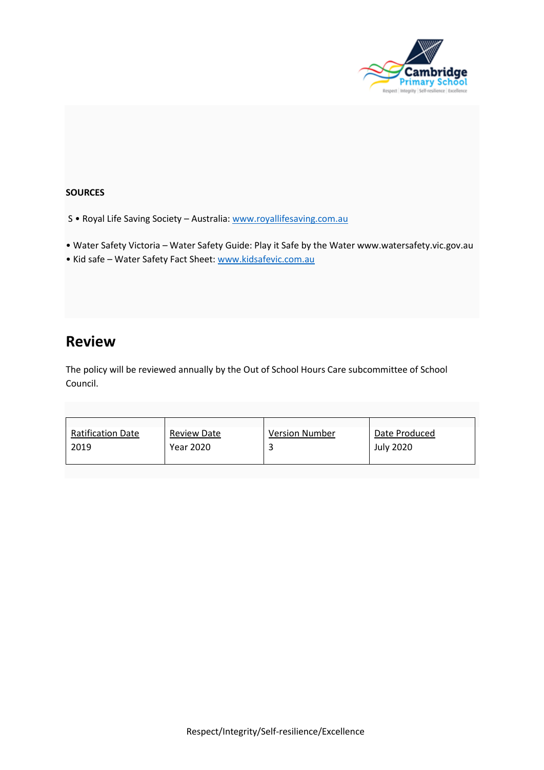**SOURCES**

S • Royal Life Saving Society – Australia: www.royallifesaving.com.au

• Water Safety Victoria – Water Safety Guide: Play it Safe by the Water www.watersafety.vic.gov.au
• Kid safe – Water Safety Fact Sheet: www.kidsafevic.com.au

# Review

The policy will be reviewed annually by the Out of School Hours Care subcommittee of School Council.

| Ratification Date | Review Date | Version Number | Date Produced |
|---|---|---|---|
| 2019 | Year 2020 | 3 | July 2020 |

Respect/Integrity/Self-resilience/Excellence